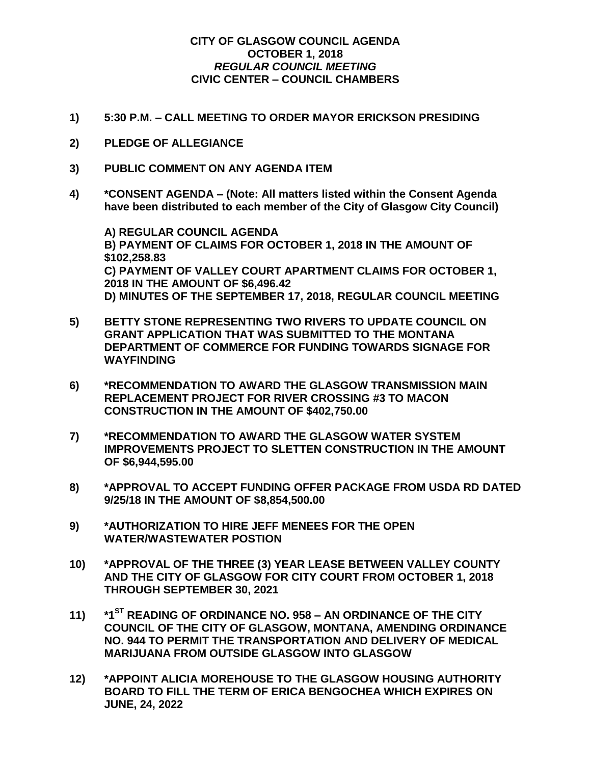# CITY OF GLASGOW COUNCIL AGENDA
## OCTOBER 1, 2018
### *REGULAR COUNCIL MEETING*
### CIVIC CENTER – COUNCIL CHAMBERS

**1)** **5:30 P.M. – CALL MEETING TO ORDER MAYOR ERICKSON PRESIDING**

**2)** **PLEDGE OF ALLEGIANCE**

**3)** **PUBLIC COMMENT ON ANY AGENDA ITEM**

**4)** **\*CONSENT AGENDA – (Note: All matters listed within the Consent Agenda have been distributed to each member of the City of Glasgow City Council)**

**A) REGULAR COUNCIL AGENDA**
**B) PAYMENT OF CLAIMS FOR OCTOBER 1, 2018 IN THE AMOUNT OF $102,258.83**
**C) PAYMENT OF VALLEY COURT APARTMENT CLAIMS FOR OCTOBER 1, 2018 IN THE AMOUNT OF $6,496.42**
**D) MINUTES OF THE SEPTEMBER 17, 2018, REGULAR COUNCIL MEETING**

**5)** **BETTY STONE REPRESENTING TWO RIVERS TO UPDATE COUNCIL ON GRANT APPLICATION THAT WAS SUBMITTED TO THE MONTANA DEPARTMENT OF COMMERCE FOR FUNDING TOWARDS SIGNAGE FOR WAYFINDING**

**6)** **\*RECOMMENDATION TO AWARD THE GLASGOW TRANSMISSION MAIN REPLACEMENT PROJECT FOR RIVER CROSSING #3 TO MACON CONSTRUCTION IN THE AMOUNT OF $402,750.00**

**7)** **\*RECOMMENDATION TO AWARD THE GLASGOW WATER SYSTEM IMPROVEMENTS PROJECT TO SLETTEN CONSTRUCTION IN THE AMOUNT OF $6,944,595.00**

**8)** **\*APPROVAL TO ACCEPT FUNDING OFFER PACKAGE FROM USDA RD DATED 9/25/18 IN THE AMOUNT OF $8,854,500.00**

**9)** **\*AUTHORIZATION TO HIRE JEFF MENEES FOR THE OPEN WATER/WASTEWATER POSTION**

**10)** **\*APPROVAL OF THE THREE (3) YEAR LEASE BETWEEN VALLEY COUNTY AND THE CITY OF GLASGOW FOR CITY COURT FROM OCTOBER 1, 2018 THROUGH SEPTEMBER 30, 2021**

**11)** **\*1ST READING OF ORDINANCE NO. 958 – AN ORDINANCE OF THE CITY COUNCIL OF THE CITY OF GLASGOW, MONTANA, AMENDING ORDINANCE NO. 944 TO PERMIT THE TRANSPORTATION AND DELIVERY OF MEDICAL MARIJUANA FROM OUTSIDE GLASGOW INTO GLASGOW**

**12)** **\*APPOINT ALICIA MOREHOUSE TO THE GLASGOW HOUSING AUTHORITY BOARD TO FILL THE TERM OF ERICA BENGOCHEA WHICH EXPIRES ON JUNE, 24, 2022**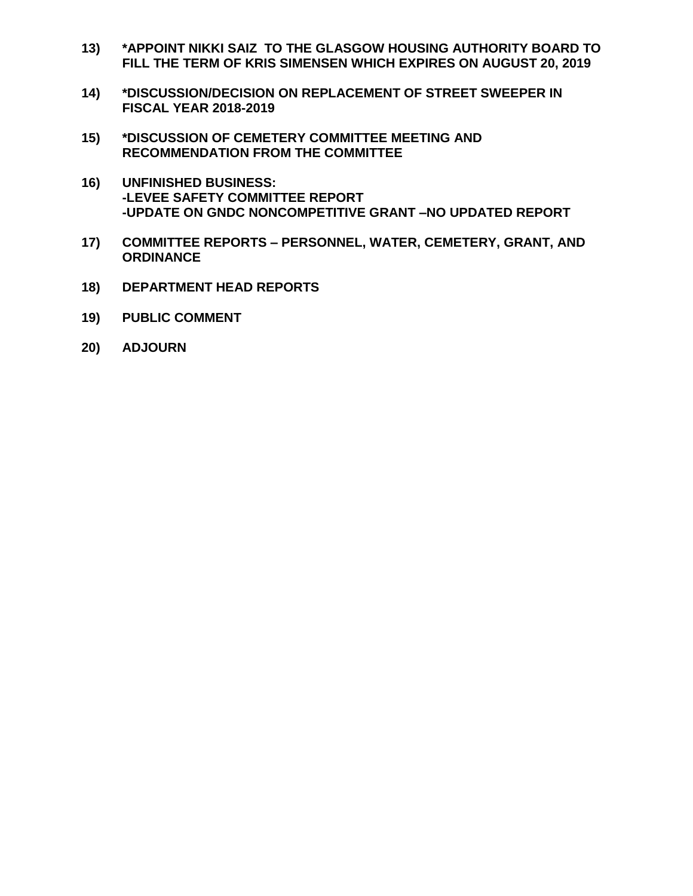**13) \*APPOINT NIKKI SAIZ TO THE GLASGOW HOUSING AUTHORITY BOARD TO FILL THE TERM OF KRIS SIMENSEN WHICH EXPIRES ON AUGUST 20, 2019**

**14) \*DISCUSSION/DECISION ON REPLACEMENT OF STREET SWEEPER IN FISCAL YEAR 2018-2019**

**15) \*DISCUSSION OF CEMETERY COMMITTEE MEETING AND RECOMMENDATION FROM THE COMMITTEE**

**16) UNFINISHED BUSINESS:**
**-LEVEE SAFETY COMMITTEE REPORT**
**-UPDATE ON GNDC NONCOMPETITIVE GRANT –NO UPDATED REPORT**

**17) COMMITTEE REPORTS – PERSONNEL, WATER, CEMETERY, GRANT, AND ORDINANCE**

**18) DEPARTMENT HEAD REPORTS**

**19) PUBLIC COMMENT**

**20) ADJOURN**